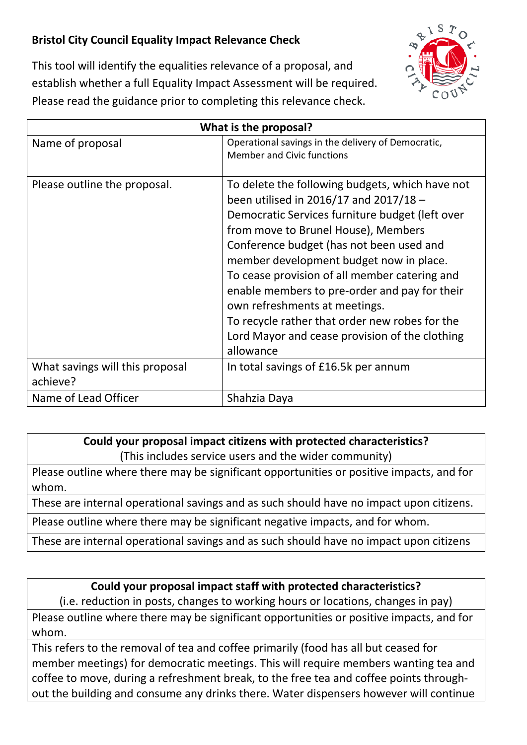**Bristol City Council Equality Impact Relevance Check**

This tool will identify the equalities relevance of a proposal, and establish whether a full Equality Impact Assessment will be required. Please read the guidance prior to completing this relevance check.

| **What is the proposal?** | |
|---|---|
| Name of proposal | Operational savings in the delivery of Democratic, Member and Civic functions |
| Please outline the proposal. | To delete the following budgets, which have not been utilised in 2016/17 and 2017/18 – Democratic Services furniture budget (left over from move to Brunel House), Members Conference budget (has not been used and member development budget now in place.<br>To cease provision of all member catering and enable members to pre-order and pay for their own refreshments at meetings.<br>To recycle rather that order new robes for the Lord Mayor and cease provision of the clothing allowance |
| What savings will this proposal achieve? | In total savings of £16.5k per annum |
| Name of Lead Officer | Shahzia Daya |

| **Could your proposal impact citizens with protected characteristics?**<br>(This includes service users and the wider community) |
|---|
| Please outline where there may be significant opportunities or positive impacts, and for whom. |
| These are internal operational savings and as such should have no impact upon citizens. |
| Please outline where there may be significant negative impacts, and for whom. |
| These are internal operational savings and as such should have no impact upon citizens |

| **Could your proposal impact staff with protected characteristics?**<br>(i.e. reduction in posts, changes to working hours or locations, changes in pay) |
|---|
| Please outline where there may be significant opportunities or positive impacts, and for whom. |
| This refers to the removal of tea and coffee primarily (food has all but ceased for member meetings) for democratic meetings. This will require members wanting tea and coffee to move, during a refreshment break, to the free tea and coffee points through-out the building and consume any drinks there. Water dispensers however will continue |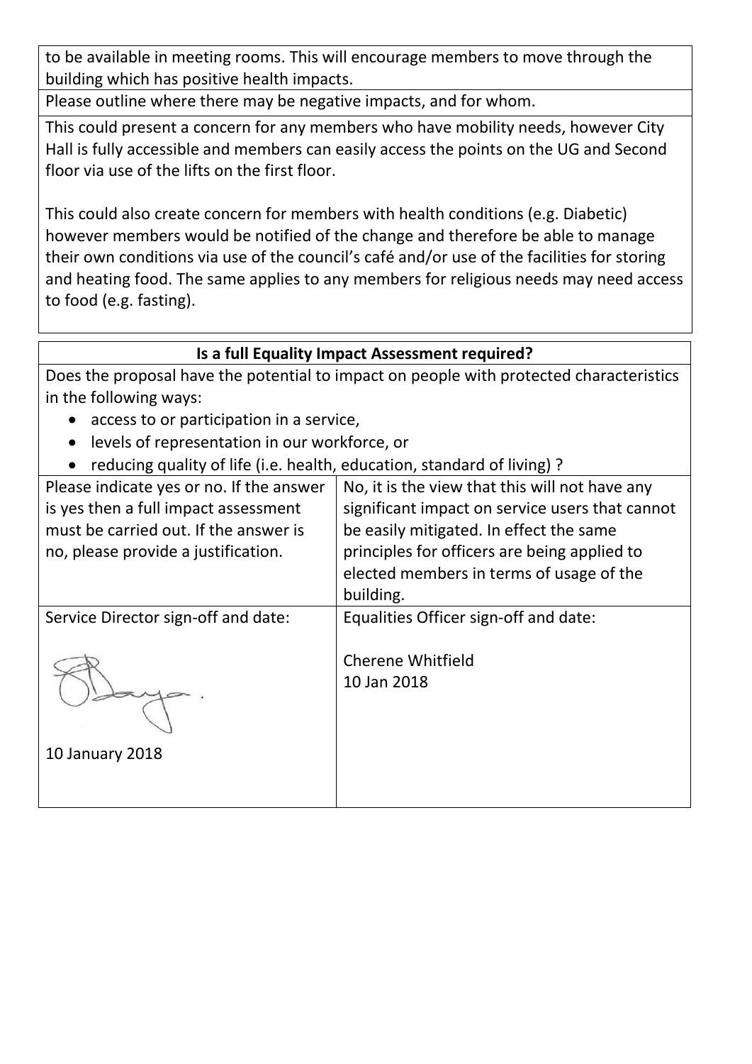to be available in meeting rooms. This will encourage members to move through the building which has positive health impacts.

Please outline where there may be negative impacts, and for whom.

This could present a concern for any members who have mobility needs, however City Hall is fully accessible and members can easily access the points on the UG and Second floor via use of the lifts on the first floor.

This could also create concern for members with health conditions (e.g. Diabetic) however members would be notified of the change and therefore be able to manage their own conditions via use of the council's café and/or use of the facilities for storing and heating food. The same applies to any members for religious needs may need access to food (e.g. fasting).

**Is a full Equality Impact Assessment required?**

Does the proposal have the potential to impact on people with protected characteristics in the following ways:

- access to or participation in a service,
- levels of representation in our workforce, or
- reducing quality of life (i.e. health, education, standard of living) ?

| | |
|---|---|
| Please indicate yes or no. If the answer is yes then a full impact assessment must be carried out. If the answer is no, please provide a justification. | No, it is the view that this will not have any significant impact on service users that cannot be easily mitigated. In effect the same principles for officers are being applied to elected members in terms of usage of the building. |
| Service Director sign-off and date:<br><br>10 January 2018 | Equalities Officer sign-off and date:<br><br>Cherene Whitfield<br>10 Jan 2018 |